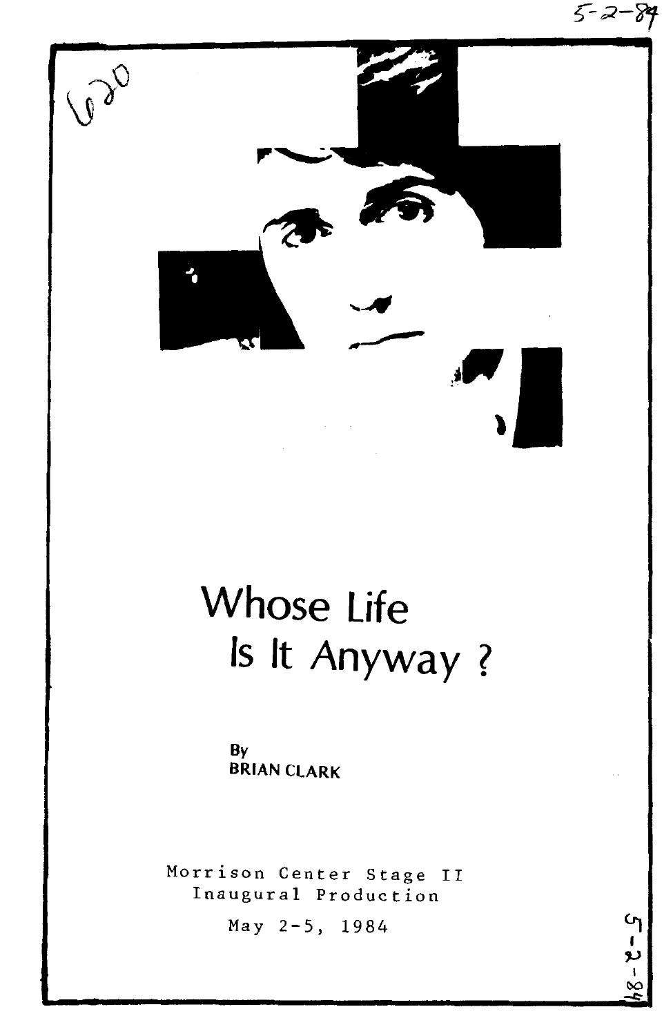5-2-84

620

# Whose Life Is It Anyway ?

**By**
**BRIAN CLARK**

Morrison Center Stage II
Inaugural Production

May 2-5, 1984

5-2-84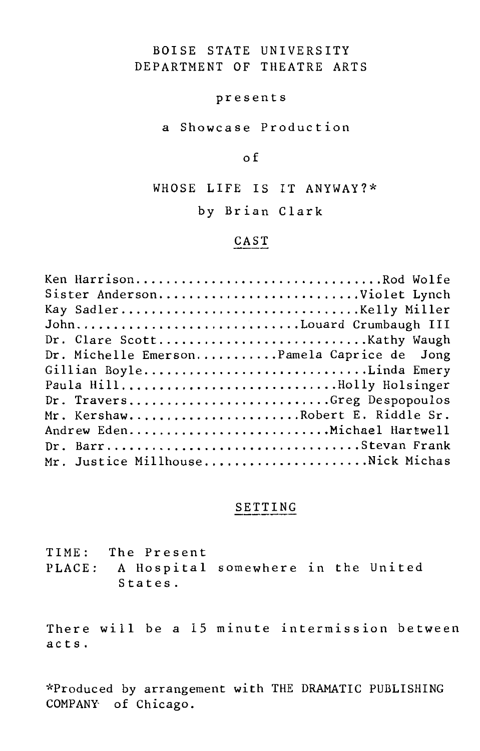BOISE STATE UNIVERSITY
DEPARTMENT OF THEATRE ARTS

presents

a Showcase Production

of

# WHOSE LIFE IS IT ANYWAY?*

by Brian Clark

## CAST

Ken Harrison.................................Rod Wolfe
Sister Anderson.........................Violet Lynch
Kay Sadler...............................Kelly Miller
John.........................Louard Crumbaugh III
Dr. Clare Scott...........................Kathy Waugh
Dr. Michelle Emerson...........Pamela Caprice de Jong
Gillian Boyle.............................Linda Emery
Paula Hill...........................Holly Holsinger
Dr. Travers..........................Greg Despopoulos
Mr. Kershaw......................Robert E. Riddle Sr.
Andrew Eden.........................Michael Hartwell
Dr. Barr................................Stevan Frank
Mr. Justice Millhouse....................Nick Michas

## SETTING

TIME: The Present
PLACE: A Hospital somewhere in the United States.

There will be a 15 minute intermission between acts.

*Produced by arrangement with THE DRAMATIC PUBLISHING COMPANY of Chicago.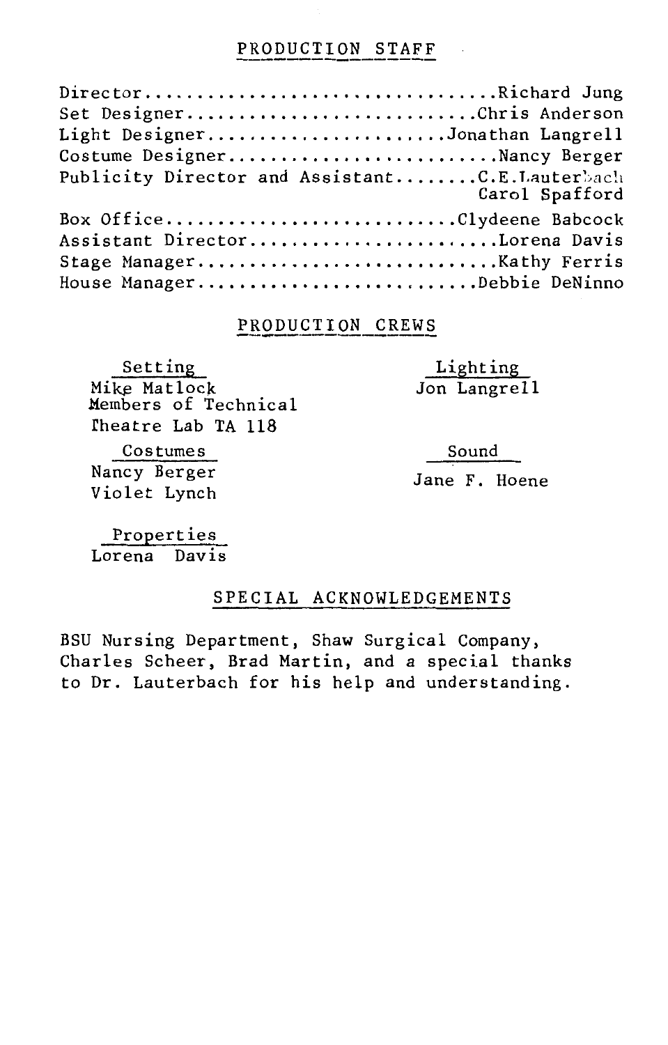## PRODUCTION STAFF

Director.................................Richard Jung
Set Designer...........................Chris Anderson
Light Designer.......................Jonathan Langrell
Costume Designer..........................Nancy Berger
Publicity Director and Assistant........C.E.Lauterbach
Carol Spafford
Box Office............................Clydeene Babcock
Assistant Director........................Lorena Davis
Stage Manager.............................Kathy Ferris
House Manager...........................Debbie DeNinno

## PRODUCTION CREWS

**Setting**
Mike Matlock
Members of Technical Theatre Lab TA 118

**Lighting**
Jon Langrell

**Costumes**
Nancy Berger
Violet Lynch

**Sound**
Jane F. Hoene

**Properties**
Lorena Davis

## SPECIAL ACKNOWLEDGEMENTS

BSU Nursing Department, Shaw Surgical Company, Charles Scheer, Brad Martin, and a special thanks to Dr. Lauterbach for his help and understanding.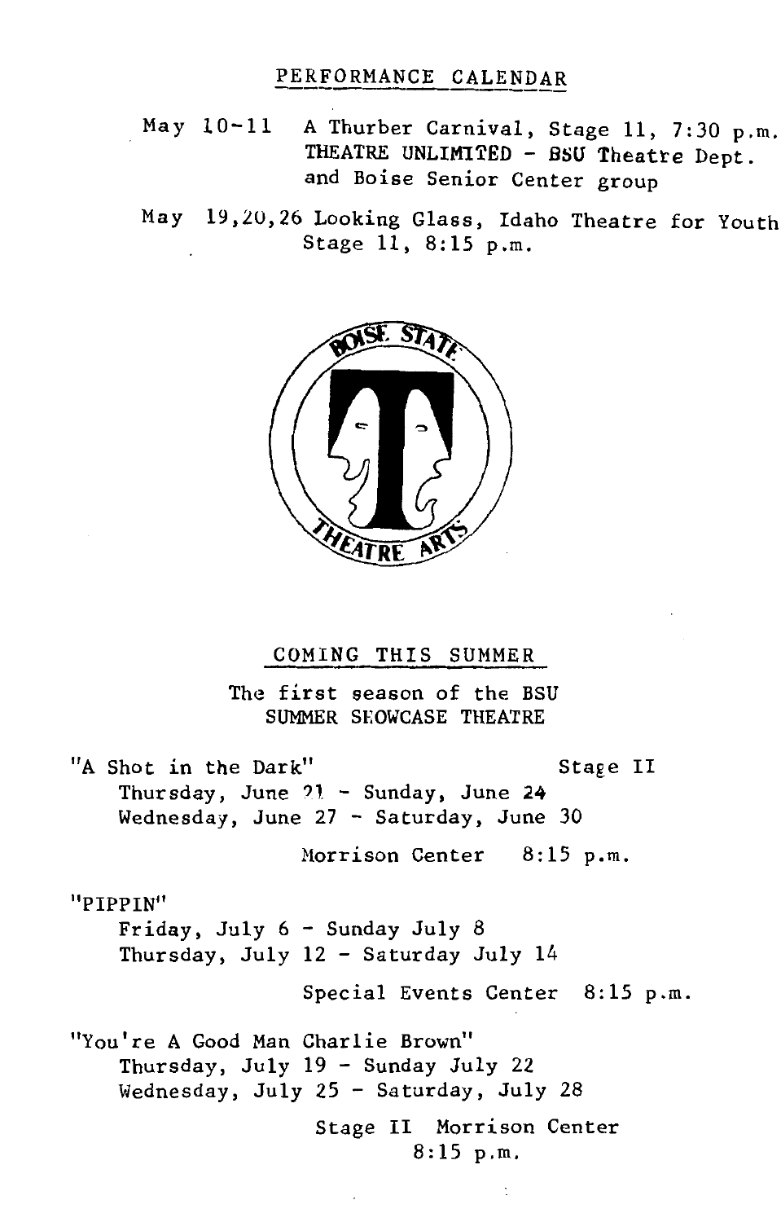## PERFORMANCE CALENDAR

May 10-11 A Thurber Carnival, Stage 11, 7:30 p.m.
THEATRE UNLIMITED - BSU Theatre Dept. and Boise Senior Center group

May 19,20,26 Looking Glass, Idaho Theatre for Youth
Stage 11, 8:15 p.m.

BOISE STATE THEATRE ARTS

## COMING THIS SUMMER

The first season of the BSU
SUMMER SHOWCASE THEATRE

"A Shot in the Dark" Stage II
Thursday, June 21 - Sunday, June 24
Wednesday, June 27 - Saturday, June 30

Morrison Center 8:15 p.m.

"PIPPIN"
Friday, July 6 - Sunday July 8
Thursday, July 12 - Saturday July 14

Special Events Center 8:15 p.m.

"You're A Good Man Charlie Brown"
Thursday, July 19 - Sunday July 22
Wednesday, July 25 - Saturday, July 28

Stage II Morrison Center
8:15 p.m.